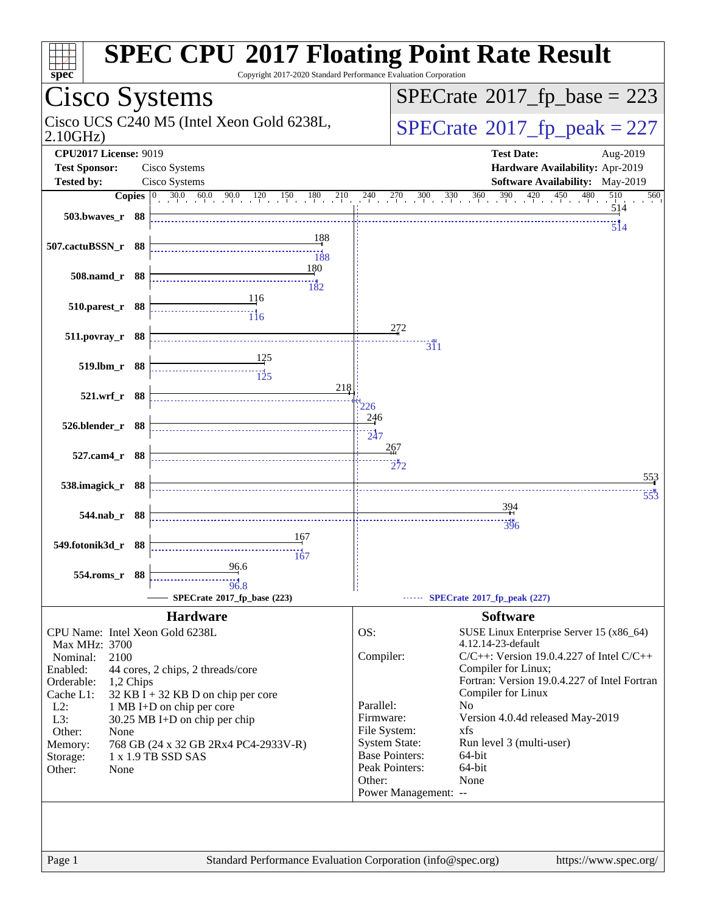# SPEC CPU 2017 Floating Point Rate Result

Copyright 2017-2020 Standard Performance Evaluation Corporation

## Cisco Systems

Cisco UCS C240 M5 (Intel Xeon Gold 6238L, 2.10GHz)

**SPECrate 2017_fp_base = 223**

**SPECrate 2017_fp_peak = 227**

| | | | |
|---|---|---|---|
| **CPU2017 License:** | 9019 | **Test Date:** | Aug-2019 |
| **Test Sponsor:** | Cisco Systems | **Hardware Availability:** | Apr-2019 |
| **Tested by:** | Cisco Systems | **Software Availability:** | May-2019 |

| Benchmark | Copies | Base | Peak |
|---|---|---|---|
| 503.bwaves_r | 88 | 514 | 514 |
| 507.cactuBSSN_r | 88 | 188 | 188 |
| 508.namd_r | 88 | 180 | 182 |
| 510.parest_r | 88 | 116 | 116 |
| 511.povray_r | 88 | 272 | 311 |
| 519.lbm_r | 88 | 125 | 125 |
| 521.wrf_r | 88 | 218 | 226 |
| 526.blender_r | 88 | 246 | 247 |
| 527.cam4_r | 88 | 267 | 272 |
| 538.imagick_r | 88 | 553 | 553 |
| 544.nab_r | 88 | 394 | 396 |
| 549.fotonik3d_r | 88 | 167 | 167 |
| 554.roms_r | 88 | 96.6 | 96.8 |

SPECrate 2017_fp_base (223) — SPECrate 2017_fp_peak (227)

### Hardware

| | |
|---|---|
| CPU Name: | Intel Xeon Gold 6238L |
| Max MHz: | 3700 |
| Nominal: | 2100 |
| Enabled: | 44 cores, 2 chips, 2 threads/core |
| Orderable: | 1,2 Chips |
| Cache L1: | 32 KB I + 32 KB D on chip per core |
| L2: | 1 MB I+D on chip per core |
| L3: | 30.25 MB I+D on chip per chip |
| Other: | None |
| Memory: | 768 GB (24 x 32 GB 2Rx4 PC4-2933V-R) |
| Storage: | 1 x 1.9 TB SSD SAS |
| Other: | None |

### Software

| | |
|---|---|
| OS: | SUSE Linux Enterprise Server 15 (x86_64) 4.12.14-23-default |
| Compiler: | C/C++: Version 19.0.4.227 of Intel C/C++ Compiler for Linux; Fortran: Version 19.0.4.227 of Intel Fortran Compiler for Linux |
| Parallel: | No |
| Firmware: | Version 4.0.4d released May-2019 |
| File System: | xfs |
| System State: | Run level 3 (multi-user) |
| Base Pointers: | 64-bit |
| Peak Pointers: | 64-bit |
| Other: | None |
| Power Management: | -- |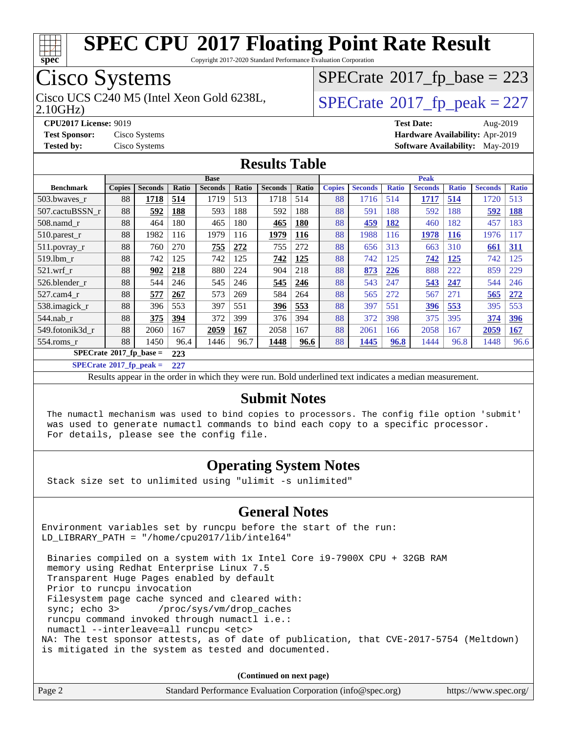# SPEC CPU 2017 Floating Point Rate Result

Copyright 2017-2020 Standard Performance Evaluation Corporation

## Cisco Systems

Cisco UCS C240 M5 (Intel Xeon Gold 6238L, 2.10GHz)

SPECrate 2017_fp_base = 223

SPECrate 2017_fp_peak = 227

**CPU2017 License:** 9019
**Test Sponsor:** Cisco Systems
**Tested by:** Cisco Systems

**Test Date:** Aug-2019
**Hardware Availability:** Apr-2019
**Software Availability:** May-2019

## Results Table

| Benchmark | Base | | | | | | | Peak | | | | | | |
|---|---|---|---|---|---|---|---|---|---|---|---|---|---|---|
| | Copies | Seconds | Ratio | Seconds | Ratio | Seconds | Ratio | Copies | Seconds | Ratio | Seconds | Ratio | Seconds | Ratio |
| 503.bwaves_r | 88 | **1718** | **514** | 1719 | 513 | 1718 | 514 | 88 | 1716 | 514 | **1717** | **514** | 1720 | 513 |
| 507.cactuBSSN_r | 88 | **592** | **188** | 593 | 188 | 592 | 188 | 88 | 591 | 188 | 592 | 188 | **592** | **188** |
| 508.namd_r | 88 | 464 | 180 | 465 | 180 | **465** | **180** | 88 | **459** | **182** | 460 | 182 | 457 | 183 |
| 510.parest_r | 88 | 1982 | 116 | 1979 | 116 | **1979** | **116** | 88 | 1988 | 116 | **1978** | **116** | 1976 | 117 |
| 511.povray_r | 88 | 760 | 270 | **755** | **272** | 755 | 272 | 88 | 656 | 313 | 663 | 310 | **661** | **311** |
| 519.lbm_r | 88 | 742 | 125 | 742 | 125 | **742** | **125** | 88 | 742 | 125 | **742** | **125** | 742 | 125 |
| 521.wrf_r | 88 | **902** | **218** | 880 | 224 | 904 | 218 | 88 | **873** | **226** | 888 | 222 | 859 | 229 |
| 526.blender_r | 88 | 544 | 246 | 545 | 246 | **545** | **246** | 88 | 543 | 247 | **543** | **247** | 544 | 246 |
| 527.cam4_r | 88 | **577** | **267** | 573 | 269 | 584 | 264 | 88 | 565 | 272 | 567 | 271 | **565** | **272** |
| 538.imagick_r | 88 | 396 | 553 | 397 | 551 | **396** | **553** | 88 | 397 | 551 | **396** | **553** | 395 | 553 |
| 544.nab_r | 88 | **375** | **394** | 372 | 399 | 376 | 394 | 88 | 372 | 398 | 375 | 395 | **374** | **396** |
| 549.fotonik3d_r | 88 | 2060 | 167 | **2059** | **167** | 2058 | 167 | 88 | 2061 | 166 | 2058 | 167 | **2059** | **167** |
| 554.roms_r | 88 | 1450 | 96.4 | 1446 | 96.7 | **1448** | **96.6** | 88 | **1445** | **96.8** | 1444 | 96.8 | 1448 | 96.6 |

**SPECrate 2017_fp_base = 223**

**SPECrate 2017_fp_peak = 227**

Results appear in the order in which they were run. Bold underlined text indicates a median measurement.

## Submit Notes

```
The numactl mechanism was used to bind copies to processors. The config file option 'submit'
was used to generate numactl commands to bind each copy to a specific processor.
For details, please see the config file.
```

## Operating System Notes

```
Stack size set to unlimited using "ulimit -s unlimited"
```

## General Notes

```
Environment variables set by runcpu before the start of the run:
LD_LIBRARY_PATH = "/home/cpu2017/lib/intel64"

 Binaries compiled on a system with 1x Intel Core i9-7900X CPU + 32GB RAM
 memory using Redhat Enterprise Linux 7.5
 Transparent Huge Pages enabled by default
 Prior to runcpu invocation
 Filesystem page cache synced and cleared with:
 sync; echo 3>       /proc/sys/vm/drop_caches
 runcpu command invoked through numactl i.e.:
 numactl --interleave=all runcpu <etc>
NA: The test sponsor attests, as of date of publication, that CVE-2017-5754 (Meltdown)
is mitigated in the system as tested and documented.
```

(Continued on next page)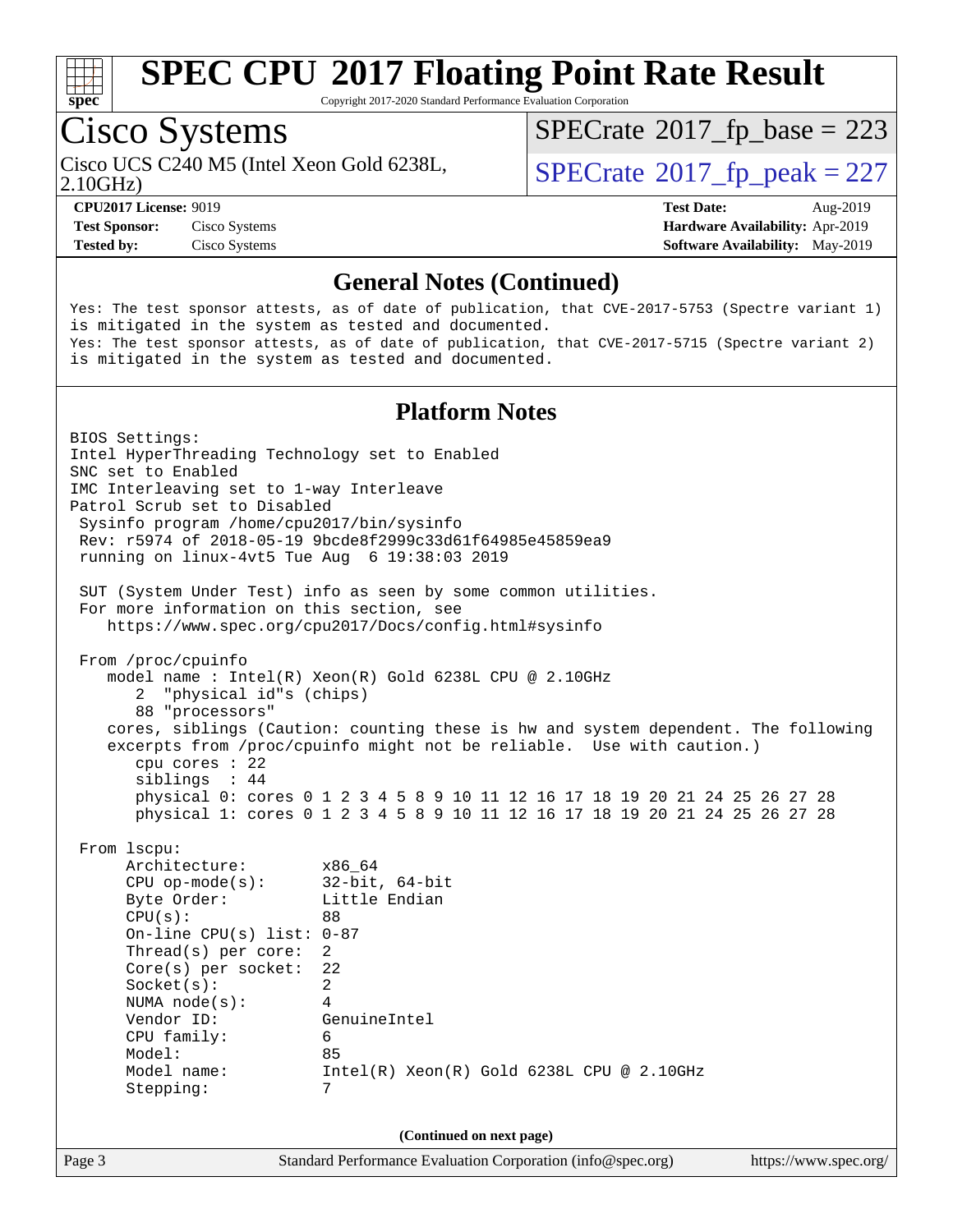# SPEC CPU 2017 Floating Point Rate Result

Copyright 2017-2020 Standard Performance Evaluation Corporation

## Cisco Systems

Cisco UCS C240 M5 (Intel Xeon Gold 6238L, 2.10GHz)

SPECrate 2017_fp_base = 223

SPECrate 2017_fp_peak = 227

**CPU2017 License:** 9019
**Test Sponsor:** Cisco Systems
**Tested by:** Cisco Systems

**Test Date:** Aug-2019
**Hardware Availability:** Apr-2019
**Software Availability:** May-2019

### General Notes (Continued)

```
Yes: The test sponsor attests, as of date of publication, that CVE-2017-5753 (Spectre variant 1)
is mitigated in the system as tested and documented.
Yes: The test sponsor attests, as of date of publication, that CVE-2017-5715 (Spectre variant 2)
is mitigated in the system as tested and documented.
```

### Platform Notes

```
BIOS Settings:
Intel HyperThreading Technology set to Enabled
SNC set to Enabled
IMC Interleaving set to 1-way Interleave
Patrol Scrub set to Disabled
 Sysinfo program /home/cpu2017/bin/sysinfo
 Rev: r5974 of 2018-05-19 9bcde8f2999c33d61f64985e45859ea9
 running on linux-4vt5 Tue Aug  6 19:38:03 2019

 SUT (System Under Test) info as seen by some common utilities.
 For more information on this section, see
    https://www.spec.org/cpu2017/Docs/config.html#sysinfo

 From /proc/cpuinfo
    model name : Intel(R) Xeon(R) Gold 6238L CPU @ 2.10GHz
       2  "physical id"s (chips)
       88 "processors"
    cores, siblings (Caution: counting these is hw and system dependent. The following
    excerpts from /proc/cpuinfo might not be reliable.  Use with caution.)
       cpu cores : 22
       siblings  : 44
       physical 0: cores 0 1 2 3 4 5 8 9 10 11 12 16 17 18 19 20 21 24 25 26 27 28
       physical 1: cores 0 1 2 3 4 5 8 9 10 11 12 16 17 18 19 20 21 24 25 26 27 28

 From lscpu:
      Architecture:          x86_64
      CPU op-mode(s):        32-bit, 64-bit
      Byte Order:            Little Endian
      CPU(s):                88
      On-line CPU(s) list: 0-87
      Thread(s) per core:  2
      Core(s) per socket:  22
      Socket(s):             2
      NUMA node(s):          4
      Vendor ID:             GenuineIntel
      CPU family:            6
      Model:                 85
      Model name:            Intel(R) Xeon(R) Gold 6238L CPU @ 2.10GHz
      Stepping:              7
```

(Continued on next page)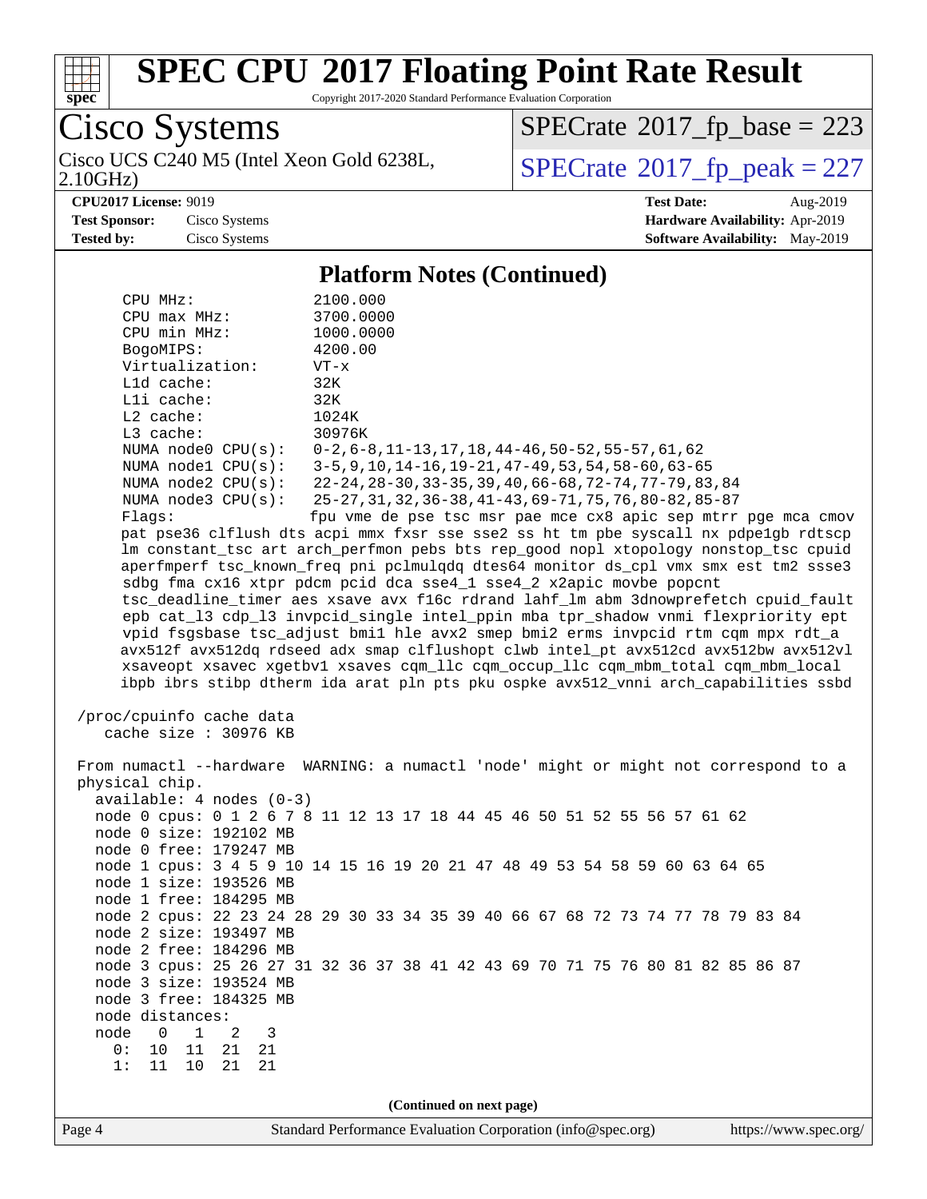# SPEC CPU 2017 Floating Point Rate Result

Copyright 2017-2020 Standard Performance Evaluation Corporation

**Cisco Systems**

Cisco UCS C240 M5 (Intel Xeon Gold 6238L, 2.10GHz)

SPECrate 2017_fp_base = 223

SPECrate 2017_fp_peak = 227

**CPU2017 License:** 9019
**Test Sponsor:** Cisco Systems
**Tested by:** Cisco Systems

**Test Date:** Aug-2019
**Hardware Availability:** Apr-2019
**Software Availability:** May-2019

## Platform Notes (Continued)

```
     CPU MHz:               2100.000
     CPU max MHz:           3700.0000
     CPU min MHz:           1000.0000
     BogoMIPS:              4200.00
     Virtualization:        VT-x
     L1d cache:             32K
     L1i cache:             32K
     L2 cache:              1024K
     L3 cache:              30976K
     NUMA node0 CPU(s):     0-2,6-8,11-13,17,18,44-46,50-52,55-57,61,62
     NUMA node1 CPU(s):     3-5,9,10,14-16,19-21,47-49,53,54,58-60,63-65
     NUMA node2 CPU(s):     22-24,28-30,33-35,39,40,66-68,72-74,77-79,83,84
     NUMA node3 CPU(s):     25-27,31,32,36-38,41-43,69-71,75,76,80-82,85-87
     Flags:                 fpu vme de pse tsc msr pae mce cx8 apic sep mtrr pge mca cmov
     pat pse36 clflush dts acpi mmx fxsr sse sse2 ss ht tm pbe syscall nx pdpe1gb rdtscp
     lm constant_tsc art arch_perfmon pebs bts rep_good nopl xtopology nonstop_tsc cpuid
     aperfmperf tsc_known_freq pni pclmulqdq dtes64 monitor ds_cpl vmx smx est tm2 ssse3
     sdbg fma cx16 xtpr pdcm pcid dca sse4_1 sse4_2 x2apic movbe popcnt
     tsc_deadline_timer aes xsave avx f16c rdrand lahf_lm abm 3dnowprefetch cpuid_fault
     epb cat_l3 cdp_l3 invpcid_single intel_ppin mba tpr_shadow vnmi flexpriority ept
     vpid fsgsbase tsc_adjust bmi1 hle avx2 smep bmi2 erms invpcid rtm cqm mpx rdt_a
     avx512f avx512dq rdseed adx smap clflushopt clwb intel_pt avx512cd avx512bw avx512vl
     xsaveopt xsavec xgetbv1 xsaves cqm_llc cqm_occup_llc cqm_mbm_total cqm_mbm_local
     ibpb ibrs stibp dtherm ida arat pln pts pku ospke avx512_vnni arch_capabilities ssbd

 /proc/cpuinfo cache data
    cache size : 30976 KB

 From numactl --hardware  WARNING: a numactl 'node' might or might not correspond to a
 physical chip.
   available: 4 nodes (0-3)
   node 0 cpus: 0 1 2 6 7 8 11 12 13 17 18 44 45 46 50 51 52 55 56 57 61 62
   node 0 size: 192102 MB
   node 0 free: 179247 MB
   node 1 cpus: 3 4 5 9 10 14 15 16 19 20 21 47 48 49 53 54 58 59 60 63 64 65
   node 1 size: 193526 MB
   node 1 free: 184295 MB
   node 2 cpus: 22 23 24 28 29 30 33 34 35 39 40 66 67 68 72 73 74 77 78 79 83 84
   node 2 size: 193497 MB
   node 2 free: 184296 MB
   node 3 cpus: 25 26 27 31 32 36 37 38 41 42 43 69 70 71 75 76 80 81 82 85 86 87
   node 3 size: 193524 MB
   node 3 free: 184325 MB
   node distances:
   node   0   1   2   3
     0:  10  11  21  21
     1:  11  10  21  21
```

(Continued on next page)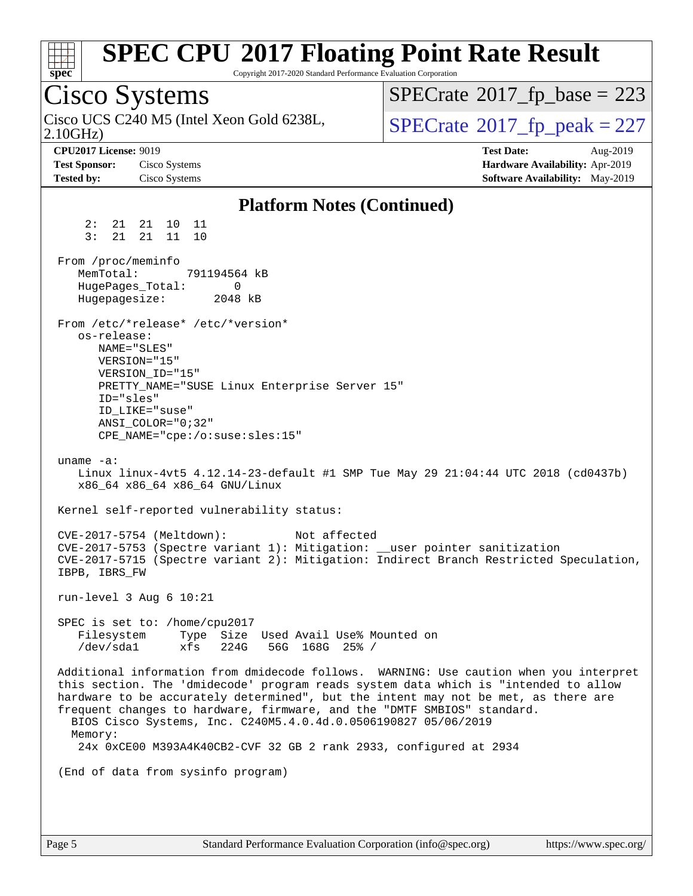# SPEC CPU 2017 Floating Point Rate Result

Copyright 2017-2020 Standard Performance Evaluation Corporation

## Cisco Systems

Cisco UCS C240 M5 (Intel Xeon Gold 6238L, 2.10GHz)

SPECrate 2017_fp_base = 223

SPECrate 2017_fp_peak = 227

**CPU2017 License:** 9019
**Test Sponsor:** Cisco Systems
**Tested by:** Cisco Systems

**Test Date:** Aug-2019
**Hardware Availability:** Apr-2019
**Software Availability:** May-2019

### Platform Notes (Continued)

```
      2:  21  21  10  11
      3:  21  21  11  10

  From /proc/meminfo
     MemTotal:       791194564 kB
     HugePages_Total:       0
     Hugepagesize:       2048 kB

  From /etc/*release* /etc/*version*
     os-release:
        NAME="SLES"
        VERSION="15"
        VERSION_ID="15"
        PRETTY_NAME="SUSE Linux Enterprise Server 15"
        ID="sles"
        ID_LIKE="suse"
        ANSI_COLOR="0;32"
        CPE_NAME="cpe:/o:suse:sles:15"

  uname -a:
     Linux linux-4vt5 4.12.14-23-default #1 SMP Tue May 29 21:04:44 UTC 2018 (cd0437b)
     x86_64 x86_64 x86_64 GNU/Linux

  Kernel self-reported vulnerability status:

  CVE-2017-5754 (Meltdown):          Not affected
  CVE-2017-5753 (Spectre variant 1): Mitigation: __user pointer sanitization
  CVE-2017-5715 (Spectre variant 2): Mitigation: Indirect Branch Restricted Speculation,
  IBPB, IBRS_FW

  run-level 3 Aug 6 10:21

  SPEC is set to: /home/cpu2017
     Filesystem     Type  Size  Used Avail Use% Mounted on
     /dev/sda1      xfs   224G   56G  168G  25% /

  Additional information from dmidecode follows.  WARNING: Use caution when you interpret
  this section. The 'dmidecode' program reads system data which is "intended to allow
  hardware to be accurately determined", but the intent may not be met, as there are
  frequent changes to hardware, firmware, and the "DMTF SMBIOS" standard.
    BIOS Cisco Systems, Inc. C240M5.4.0.4d.0.0506190827 05/06/2019
    Memory:
     24x 0xCE00 M393A4K40CB2-CVF 32 GB 2 rank 2933, configured at 2934

  (End of data from sysinfo program)
```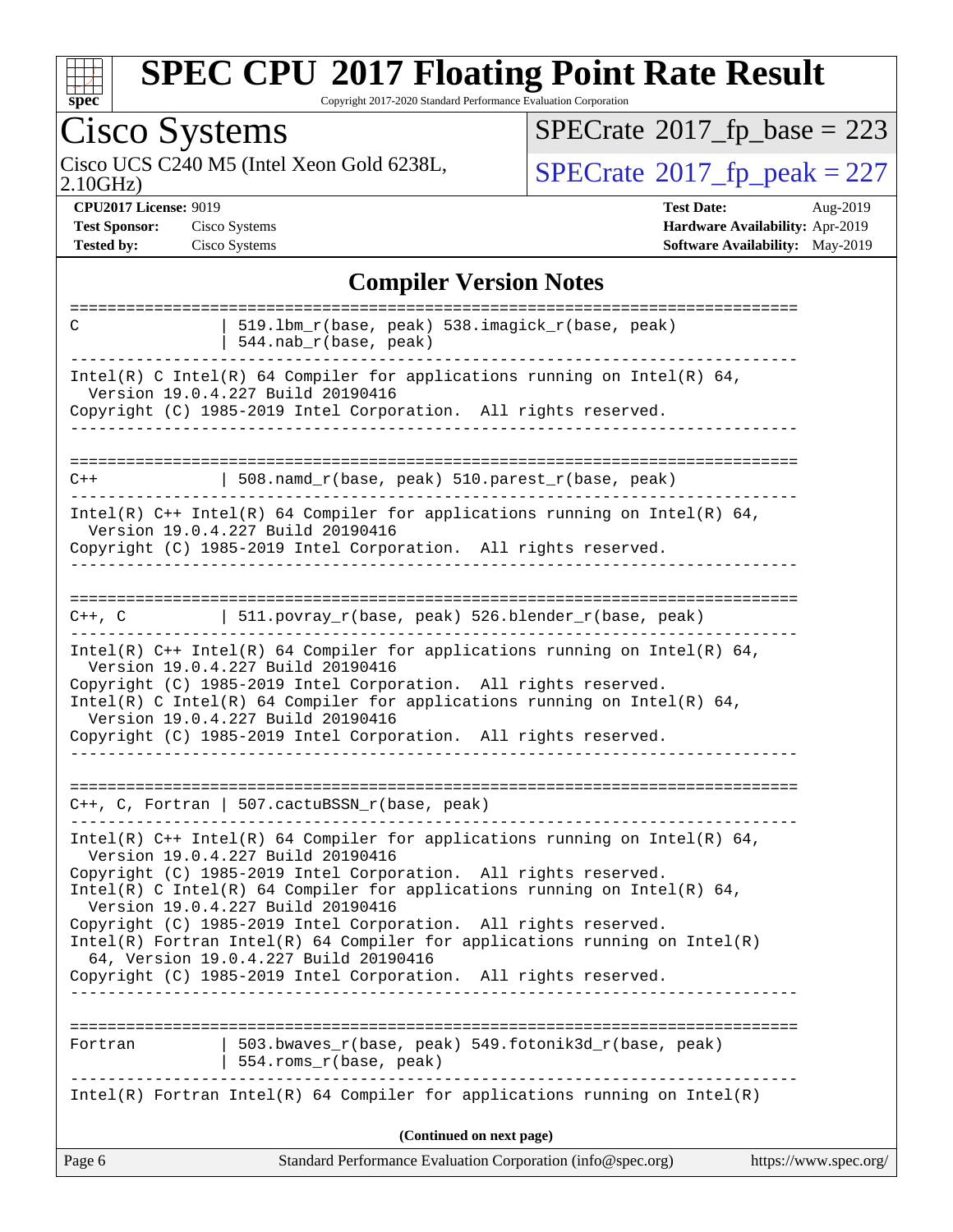# SPEC CPU 2017 Floating Point Rate Result

Copyright 2017-2020 Standard Performance Evaluation Corporation

## Cisco Systems

Cisco UCS C240 M5 (Intel Xeon Gold 6238L, 2.10GHz)

SPECrate 2017_fp_base = 223

SPECrate 2017_fp_peak = 227

**CPU2017 License:** 9019
**Test Sponsor:** Cisco Systems
**Tested by:** Cisco Systems

**Test Date:** Aug-2019
**Hardware Availability:** Apr-2019
**Software Availability:** May-2019

### Compiler Version Notes

```
==============================================================================
C               | 519.lbm_r(base, peak) 538.imagick_r(base, peak)
                | 544.nab_r(base, peak)
------------------------------------------------------------------------------
Intel(R) C Intel(R) 64 Compiler for applications running on Intel(R) 64,
  Version 19.0.4.227 Build 20190416
Copyright (C) 1985-2019 Intel Corporation.  All rights reserved.
------------------------------------------------------------------------------

==============================================================================
C++             | 508.namd_r(base, peak) 510.parest_r(base, peak)
------------------------------------------------------------------------------
Intel(R) C++ Intel(R) 64 Compiler for applications running on Intel(R) 64,
  Version 19.0.4.227 Build 20190416
Copyright (C) 1985-2019 Intel Corporation.  All rights reserved.
------------------------------------------------------------------------------

==============================================================================
C++, C          | 511.povray_r(base, peak) 526.blender_r(base, peak)
------------------------------------------------------------------------------
Intel(R) C++ Intel(R) 64 Compiler for applications running on Intel(R) 64,
  Version 19.0.4.227 Build 20190416
Copyright (C) 1985-2019 Intel Corporation.  All rights reserved.
Intel(R) C Intel(R) 64 Compiler for applications running on Intel(R) 64,
  Version 19.0.4.227 Build 20190416
Copyright (C) 1985-2019 Intel Corporation.  All rights reserved.
------------------------------------------------------------------------------

==============================================================================
C++, C, Fortran | 507.cactuBSSN_r(base, peak)
------------------------------------------------------------------------------
Intel(R) C++ Intel(R) 64 Compiler for applications running on Intel(R) 64,
  Version 19.0.4.227 Build 20190416
Copyright (C) 1985-2019 Intel Corporation.  All rights reserved.
Intel(R) C Intel(R) 64 Compiler for applications running on Intel(R) 64,
  Version 19.0.4.227 Build 20190416
Copyright (C) 1985-2019 Intel Corporation.  All rights reserved.
Intel(R) Fortran Intel(R) 64 Compiler for applications running on Intel(R)
  64, Version 19.0.4.227 Build 20190416
Copyright (C) 1985-2019 Intel Corporation.  All rights reserved.
------------------------------------------------------------------------------

==============================================================================
Fortran         | 503.bwaves_r(base, peak) 549.fotonik3d_r(base, peak)
                | 554.roms_r(base, peak)
------------------------------------------------------------------------------
Intel(R) Fortran Intel(R) 64 Compiler for applications running on Intel(R)
```

**(Continued on next page)**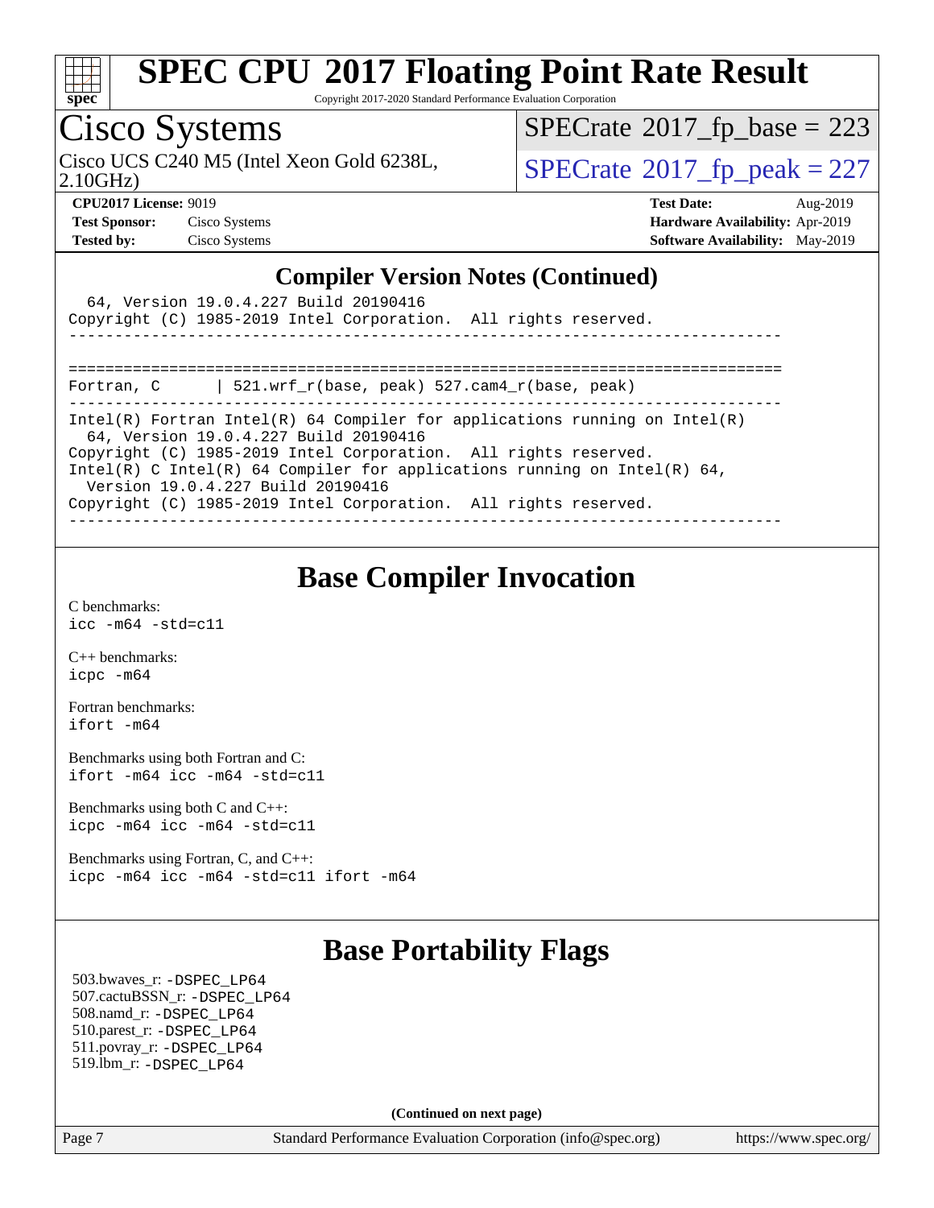## Compiler Version Notes (Continued)

```
  64, Version 19.0.4.227 Build 20190416
Copyright (C) 1985-2019 Intel Corporation.  All rights reserved.
------------------------------------------------------------------------------

==============================================================================
Fortran, C      | 521.wrf_r(base, peak) 527.cam4_r(base, peak)
------------------------------------------------------------------------------
Intel(R) Fortran Intel(R) 64 Compiler for applications running on Intel(R)
  64, Version 19.0.4.227 Build 20190416
Copyright (C) 1985-2019 Intel Corporation.  All rights reserved.
Intel(R) C Intel(R) 64 Compiler for applications running on Intel(R) 64,
  Version 19.0.4.227 Build 20190416
Copyright (C) 1985-2019 Intel Corporation.  All rights reserved.
------------------------------------------------------------------------------
```

## Base Compiler Invocation

C benchmarks:
`icc -m64 -std=c11`

C++ benchmarks:
`icpc -m64`

Fortran benchmarks:
`ifort -m64`

Benchmarks using both Fortran and C:
`ifort -m64 icc -m64 -std=c11`

Benchmarks using both C and C++:
`icpc -m64 icc -m64 -std=c11`

Benchmarks using Fortran, C, and C++:
`icpc -m64 icc -m64 -std=c11 ifort -m64`

## Base Portability Flags

503.bwaves_r: -DSPEC_LP64
507.cactuBSSN_r: -DSPEC_LP64
508.namd_r: -DSPEC_LP64
510.parest_r: -DSPEC_LP64
511.povray_r: -DSPEC_LP64
519.lbm_r: -DSPEC_LP64

**(Continued on next page)**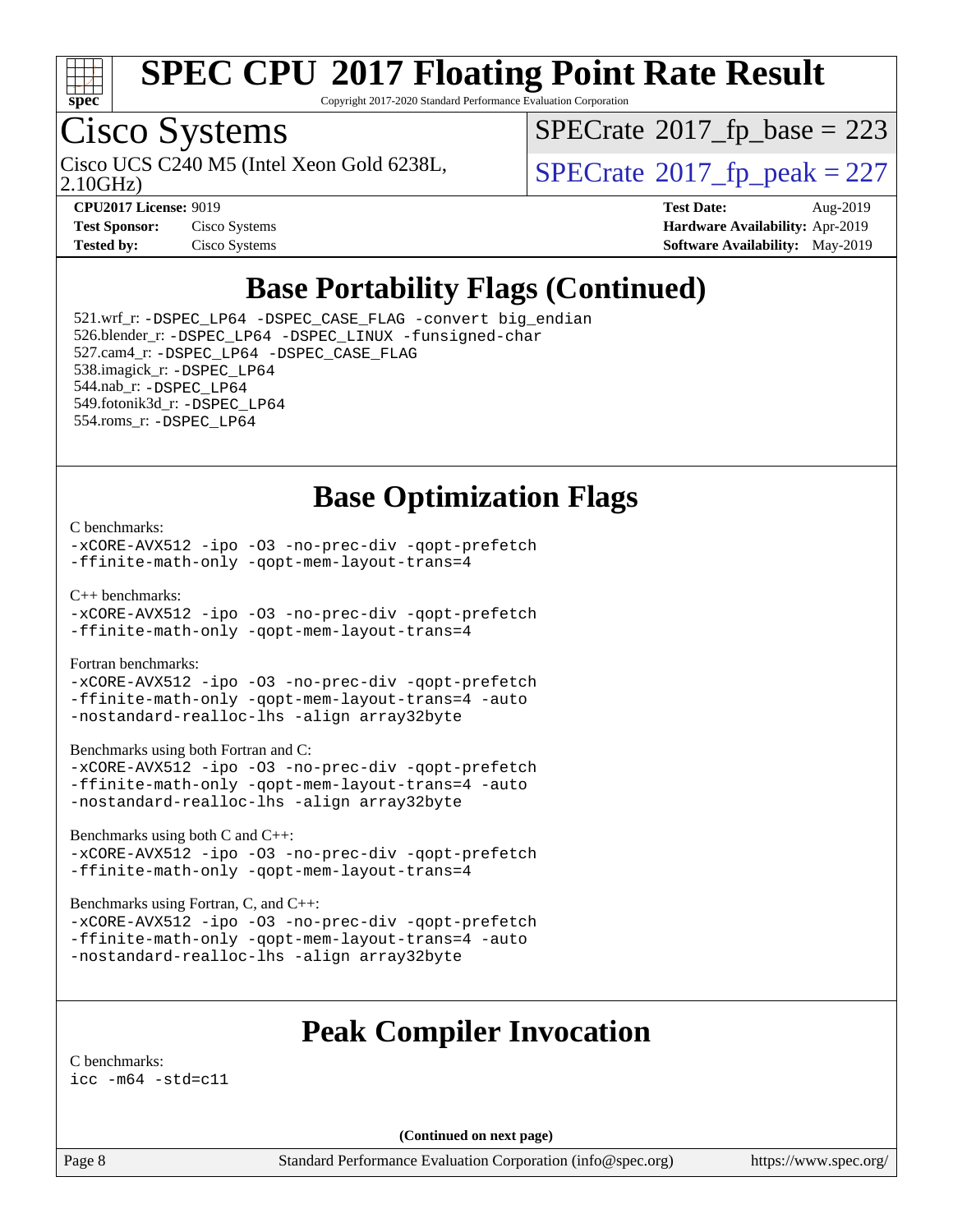# SPEC CPU 2017 Floating Point Rate Result

Copyright 2017-2020 Standard Performance Evaluation Corporation

## Cisco Systems

Cisco UCS C240 M5 (Intel Xeon Gold 6238L, 2.10GHz)

SPECrate 2017_fp_base = 223

SPECrate 2017_fp_peak = 227

**CPU2017 License:** 9019
**Test Sponsor:** Cisco Systems
**Tested by:** Cisco Systems

**Test Date:** Aug-2019
**Hardware Availability:** Apr-2019
**Software Availability:** May-2019

## Base Portability Flags (Continued)

521.wrf_r: -DSPEC_LP64 -DSPEC_CASE_FLAG -convert big_endian
526.blender_r: -DSPEC_LP64 -DSPEC_LINUX -funsigned-char
527.cam4_r: -DSPEC_LP64 -DSPEC_CASE_FLAG
538.imagick_r: -DSPEC_LP64
544.nab_r: -DSPEC_LP64
549.fotonik3d_r: -DSPEC_LP64
554.roms_r: -DSPEC_LP64

## Base Optimization Flags

C benchmarks:
-xCORE-AVX512 -ipo -O3 -no-prec-div -qopt-prefetch
-ffinite-math-only -qopt-mem-layout-trans=4

C++ benchmarks:
-xCORE-AVX512 -ipo -O3 -no-prec-div -qopt-prefetch
-ffinite-math-only -qopt-mem-layout-trans=4

Fortran benchmarks:
-xCORE-AVX512 -ipo -O3 -no-prec-div -qopt-prefetch
-ffinite-math-only -qopt-mem-layout-trans=4 -auto
-nostandard-realloc-lhs -align array32byte

Benchmarks using both Fortran and C:
-xCORE-AVX512 -ipo -O3 -no-prec-div -qopt-prefetch
-ffinite-math-only -qopt-mem-layout-trans=4 -auto
-nostandard-realloc-lhs -align array32byte

Benchmarks using both C and C++:
-xCORE-AVX512 -ipo -O3 -no-prec-div -qopt-prefetch
-ffinite-math-only -qopt-mem-layout-trans=4

Benchmarks using Fortran, C, and C++:
-xCORE-AVX512 -ipo -O3 -no-prec-div -qopt-prefetch
-ffinite-math-only -qopt-mem-layout-trans=4 -auto
-nostandard-realloc-lhs -align array32byte

## Peak Compiler Invocation

C benchmarks:
icc -m64 -std=c11

(Continued on next page)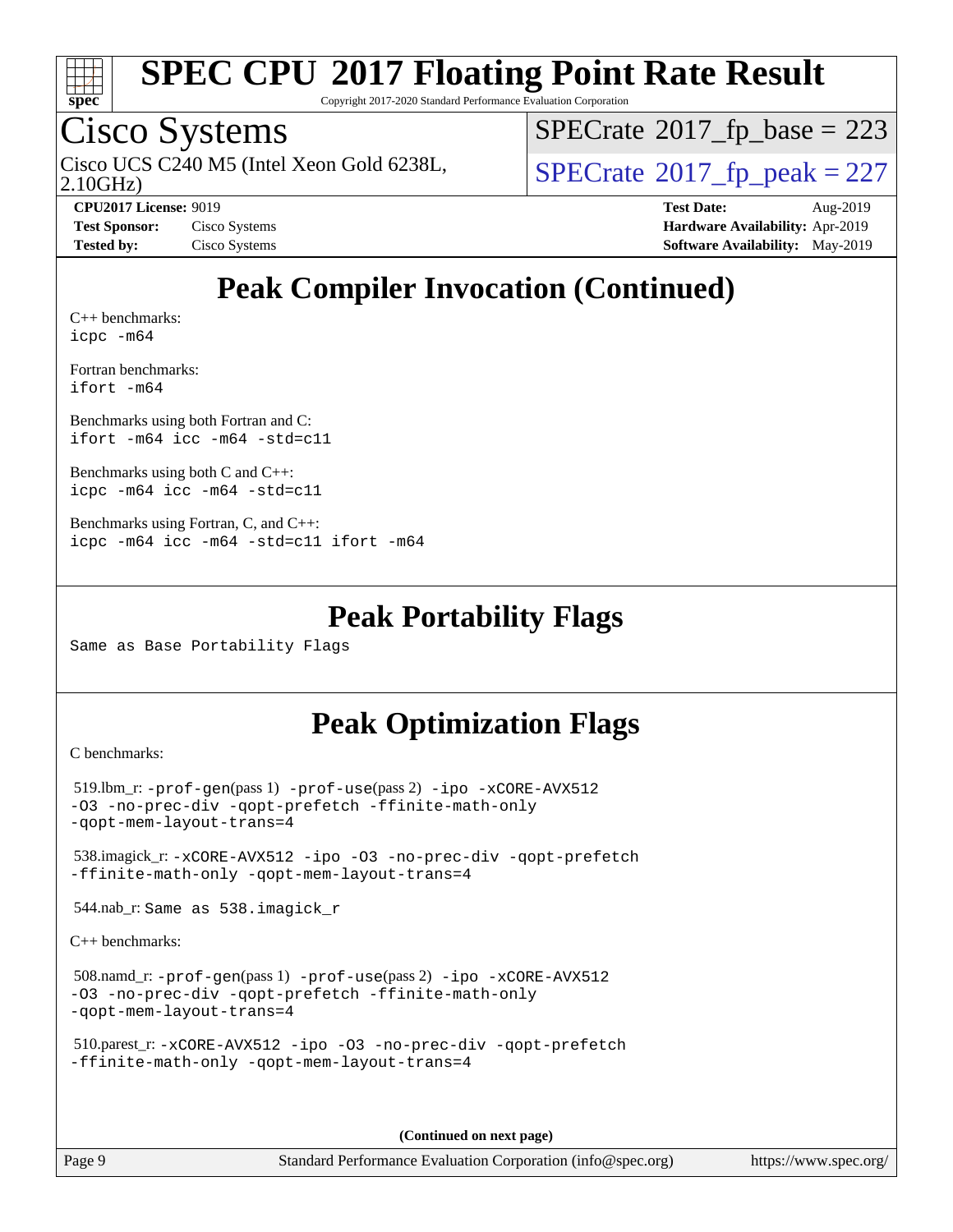# SPEC CPU 2017 Floating Point Rate Result

Copyright 2017-2020 Standard Performance Evaluation Corporation

## Cisco Systems

Cisco UCS C240 M5 (Intel Xeon Gold 6238L, 2.10GHz)

SPECrate 2017_fp_base = 223

SPECrate 2017_fp_peak = 227

**CPU2017 License:** 9019
**Test Sponsor:** Cisco Systems
**Tested by:** Cisco Systems

**Test Date:** Aug-2019
**Hardware Availability:** Apr-2019
**Software Availability:** May-2019

## Peak Compiler Invocation (Continued)

C++ benchmarks:
`icpc -m64`

Fortran benchmarks:
`ifort -m64`

Benchmarks using both Fortran and C:
`ifort -m64 icc -m64 -std=c11`

Benchmarks using both C and C++:
`icpc -m64 icc -m64 -std=c11`

Benchmarks using Fortran, C, and C++:
`icpc -m64 icc -m64 -std=c11 ifort -m64`

## Peak Portability Flags

Same as Base Portability Flags

## Peak Optimization Flags

C benchmarks:

519.lbm_r: `-prof-gen`(pass 1) `-prof-use`(pass 2) `-ipo -xCORE-AVX512 -O3 -no-prec-div -qopt-prefetch -ffinite-math-only -qopt-mem-layout-trans=4`

538.imagick_r: `-xCORE-AVX512 -ipo -O3 -no-prec-div -qopt-prefetch -ffinite-math-only -qopt-mem-layout-trans=4`

544.nab_r: Same as 538.imagick_r

C++ benchmarks:

508.namd_r: `-prof-gen`(pass 1) `-prof-use`(pass 2) `-ipo -xCORE-AVX512 -O3 -no-prec-div -qopt-prefetch -ffinite-math-only -qopt-mem-layout-trans=4`

510.parest_r: `-xCORE-AVX512 -ipo -O3 -no-prec-div -qopt-prefetch -ffinite-math-only -qopt-mem-layout-trans=4`

**(Continued on next page)**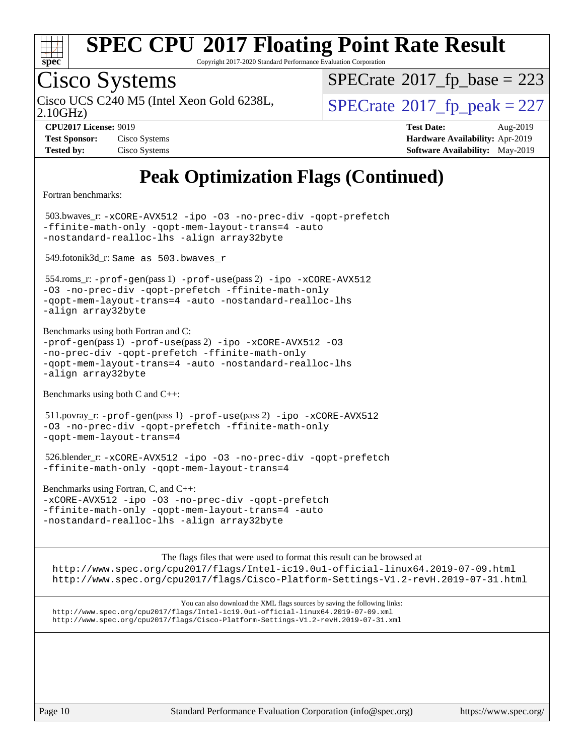# Cisco Systems

Cisco UCS C240 M5 (Intel Xeon Gold 6238L, 2.10GHz)

SPECrate 2017_fp_base = 223

SPECrate 2017_fp_peak = 227

**CPU2017 License:** 9019
**Test Sponsor:** Cisco Systems
**Tested by:** Cisco Systems

**Test Date:** Aug-2019
**Hardware Availability:** Apr-2019
**Software Availability:** May-2019

## Peak Optimization Flags (Continued)

Fortran benchmarks:

503.bwaves_r: -xCORE-AVX512 -ipo -O3 -no-prec-div -qopt-prefetch -ffinite-math-only -qopt-mem-layout-trans=4 -auto -nostandard-realloc-lhs -align array32byte

549.fotonik3d_r: Same as 503.bwaves_r

554.roms_r: -prof-gen(pass 1) -prof-use(pass 2) -ipo -xCORE-AVX512 -O3 -no-prec-div -qopt-prefetch -ffinite-math-only -qopt-mem-layout-trans=4 -auto -nostandard-realloc-lhs -align array32byte

Benchmarks using both Fortran and C:
-prof-gen(pass 1) -prof-use(pass 2) -ipo -xCORE-AVX512 -O3 -no-prec-div -qopt-prefetch -ffinite-math-only -qopt-mem-layout-trans=4 -auto -nostandard-realloc-lhs -align array32byte

Benchmarks using both C and C++:

511.povray_r: -prof-gen(pass 1) -prof-use(pass 2) -ipo -xCORE-AVX512 -O3 -no-prec-div -qopt-prefetch -ffinite-math-only -qopt-mem-layout-trans=4

526.blender_r: -xCORE-AVX512 -ipo -O3 -no-prec-div -qopt-prefetch -ffinite-math-only -qopt-mem-layout-trans=4

Benchmarks using Fortran, C, and C++:
-xCORE-AVX512 -ipo -O3 -no-prec-div -qopt-prefetch -ffinite-math-only -qopt-mem-layout-trans=4 -auto -nostandard-realloc-lhs -align array32byte

The flags files that were used to format this result can be browsed at
http://www.spec.org/cpu2017/flags/Intel-ic19.0u1-official-linux64.2019-07-09.html
http://www.spec.org/cpu2017/flags/Cisco-Platform-Settings-V1.2-revH.2019-07-31.html

You can also download the XML flags sources by saving the following links:
http://www.spec.org/cpu2017/flags/Intel-ic19.0u1-official-linux64.2019-07-09.xml
http://www.spec.org/cpu2017/flags/Cisco-Platform-Settings-V1.2-revH.2019-07-31.xml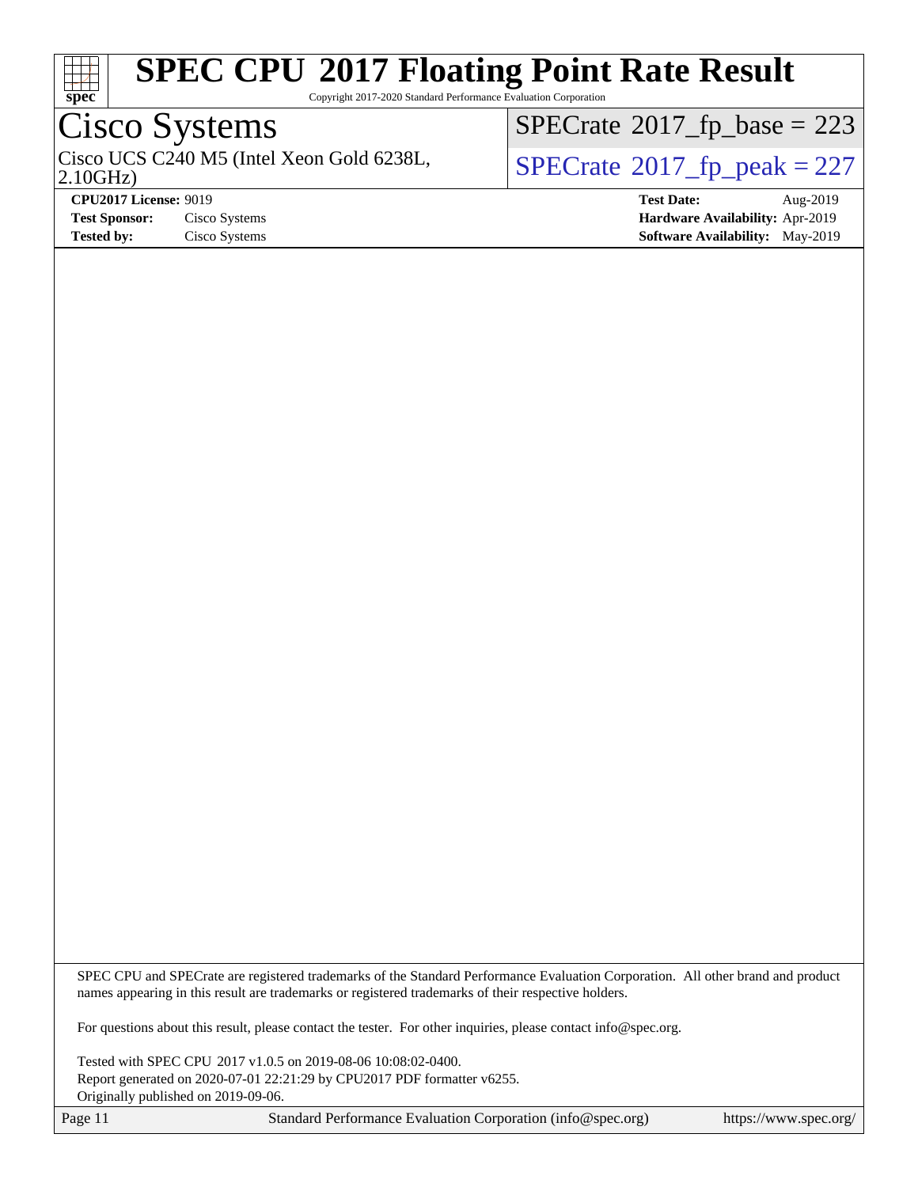SPEC CPU and SPECrate are registered trademarks of the Standard Performance Evaluation Corporation. All other brand and product names appearing in this result are trademarks or registered trademarks of their respective holders.

For questions about this result, please contact the tester. For other inquiries, please contact info@spec.org.

Tested with SPEC CPU 2017 v1.0.5 on 2019-08-06 10:08:02-0400.
Report generated on 2020-07-01 22:21:29 by CPU2017 PDF formatter v6255.
Originally published on 2019-09-06.